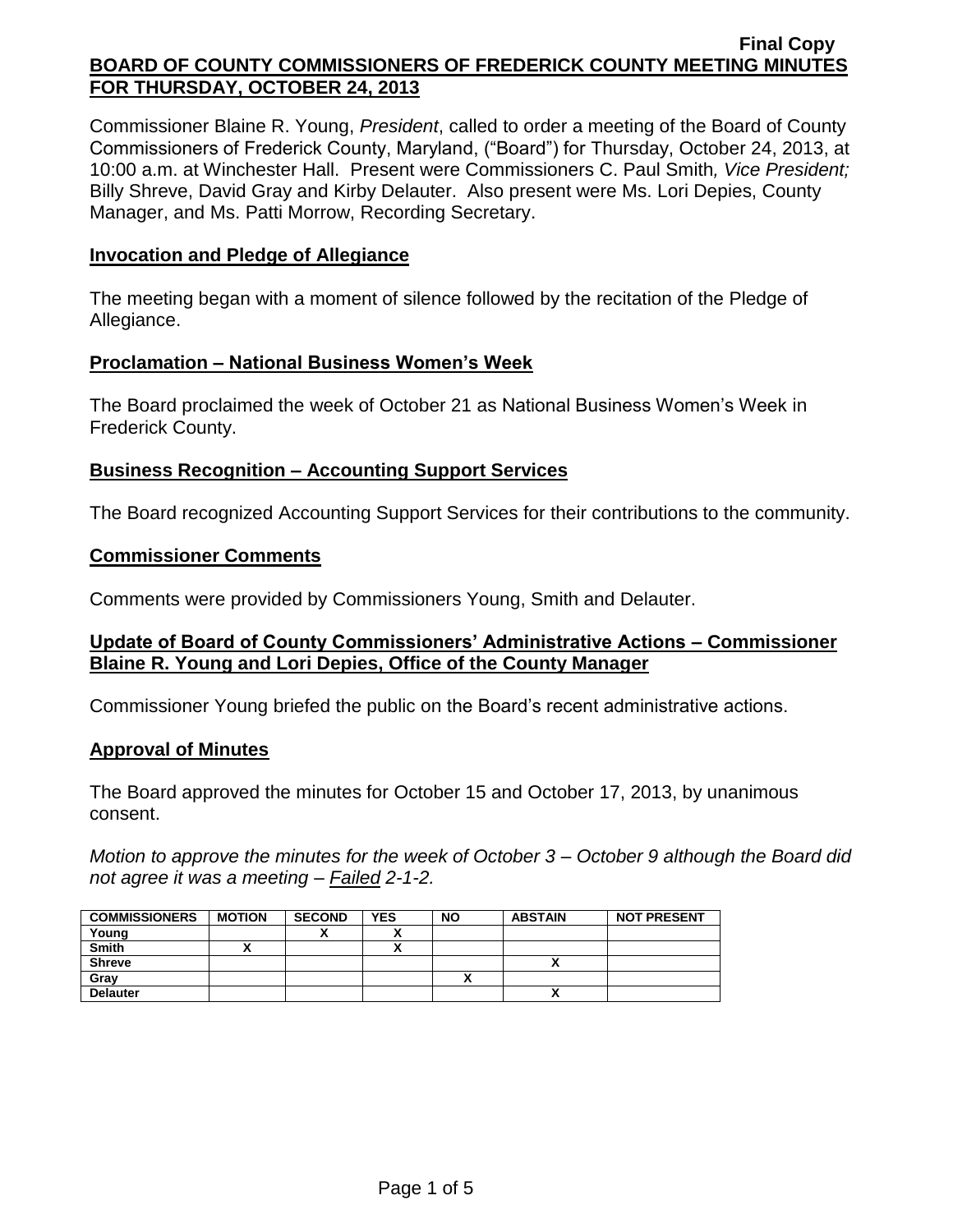Final Copy

# BOARD OF COUNTY COMMISSIONERS OF FREDERICK COUNTY MEETING MINUTES FOR THURSDAY, OCTOBER 24, 2013

Commissioner Blaine R. Young, *President*, called to order a meeting of the Board of County Commissioners of Frederick County, Maryland, ("Board") for Thursday, October 24, 2013, at 10:00 a.m. at Winchester Hall. Present were Commissioners C. Paul Smith*, Vice President;* Billy Shreve, David Gray and Kirby Delauter. Also present were Ms. Lori Depies, County Manager, and Ms. Patti Morrow, Recording Secretary.

## Invocation and Pledge of Allegiance

The meeting began with a moment of silence followed by the recitation of the Pledge of Allegiance.

## Proclamation – National Business Women's Week

The Board proclaimed the week of October 21 as National Business Women's Week in Frederick County.

## Business Recognition – Accounting Support Services

The Board recognized Accounting Support Services for their contributions to the community.

## Commissioner Comments

Comments were provided by Commissioners Young, Smith and Delauter.

## Update of Board of County Commissioners' Administrative Actions – Commissioner Blaine R. Young and Lori Depies, Office of the County Manager

Commissioner Young briefed the public on the Board's recent administrative actions.

## Approval of Minutes

The Board approved the minutes for October 15 and October 17, 2013, by unanimous consent.

*Motion to approve the minutes for the week of October 3 – October 9 although the Board did not agree it was a meeting – Failed 2-1-2.*

| COMMISSIONERS | MOTION | SECOND | YES | NO | ABSTAIN | NOT PRESENT |
|---|---|---|---|---|---|---|
| Young | | X | X | | | |
| Smith | X | | X | | | |
| Shreve | | | | | X | |
| Gray | | | | X | | |
| Delauter | | | | | X | |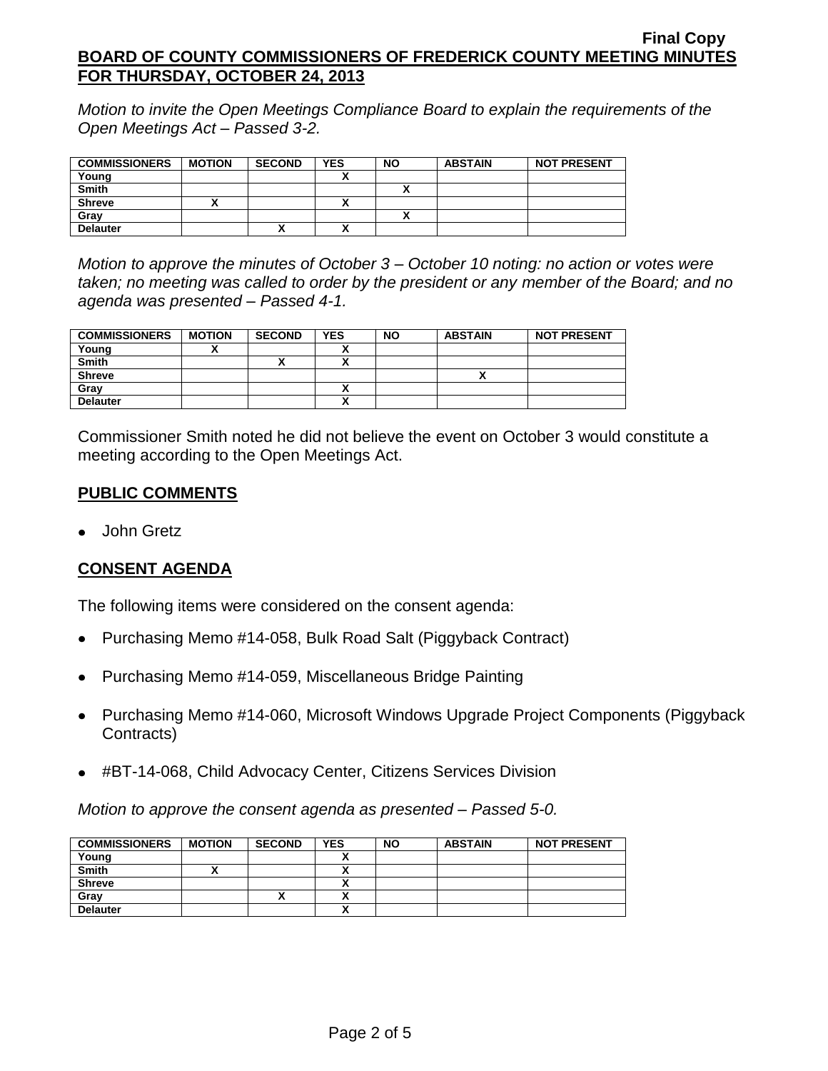*Motion to invite the Open Meetings Compliance Board to explain the requirements of the Open Meetings Act – Passed 3-2.*

| COMMISSIONERS | MOTION | SECOND | YES | NO | ABSTAIN | NOT PRESENT |
|---|---|---|---|---|---|---|
| Young | | | X | | | |
| Smith | | | | X | | |
| Shreve | X | | X | | | |
| Gray | | | | X | | |
| Delauter | | X | X | | | |

*Motion to approve the minutes of October 3 – October 10 noting: no action or votes were taken; no meeting was called to order by the president or any member of the Board; and no agenda was presented – Passed 4-1.*

| COMMISSIONERS | MOTION | SECOND | YES | NO | ABSTAIN | NOT PRESENT |
|---|---|---|---|---|---|---|
| Young | X | | X | | | |
| Smith | | X | X | | | |
| Shreve | | | | | X | |
| Gray | | | X | | | |
| Delauter | | | X | | | |

Commissioner Smith noted he did not believe the event on October 3 would constitute a meeting according to the Open Meetings Act.

## PUBLIC COMMENTS

- John Gretz

## CONSENT AGENDA

The following items were considered on the consent agenda:

- Purchasing Memo #14-058, Bulk Road Salt (Piggyback Contract)
- Purchasing Memo #14-059, Miscellaneous Bridge Painting
- Purchasing Memo #14-060, Microsoft Windows Upgrade Project Components (Piggyback Contracts)
- #BT-14-068, Child Advocacy Center, Citizens Services Division

*Motion to approve the consent agenda as presented – Passed 5-0.*

| COMMISSIONERS | MOTION | SECOND | YES | NO | ABSTAIN | NOT PRESENT |
|---|---|---|---|---|---|---|
| Young | | | X | | | |
| Smith | X | | X | | | |
| Shreve | | | X | | | |
| Gray | | X | X | | | |
| Delauter | | | X | | | |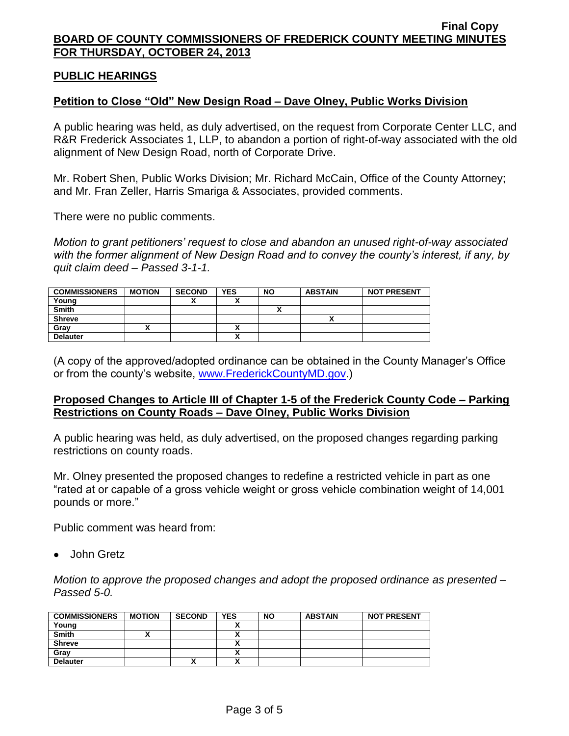Final Copy

**BOARD OF COUNTY COMMISSIONERS OF FREDERICK COUNTY MEETING MINUTES FOR THURSDAY, OCTOBER 24, 2013**

## PUBLIC HEARINGS

### Petition to Close "Old" New Design Road – Dave Olney, Public Works Division

A public hearing was held, as duly advertised, on the request from Corporate Center LLC, and R&R Frederick Associates 1, LLP, to abandon a portion of right-of-way associated with the old alignment of New Design Road, north of Corporate Drive.

Mr. Robert Shen, Public Works Division; Mr. Richard McCain, Office of the County Attorney; and Mr. Fran Zeller, Harris Smariga & Associates, provided comments.

There were no public comments.

*Motion to grant petitioners' request to close and abandon an unused right-of-way associated with the former alignment of New Design Road and to convey the county's interest, if any, by quit claim deed – Passed 3-1-1.*

| COMMISSIONERS | MOTION | SECOND | YES | NO | ABSTAIN | NOT PRESENT |
|---|---|---|---|---|---|---|
| Young | | X | X | | | |
| Smith | | | | X | | |
| Shreve | | | | | X | |
| Gray | X | | X | | | |
| Delauter | | | X | | | |

(A copy of the approved/adopted ordinance can be obtained in the County Manager's Office or from the county's website, www.FrederickCountyMD.gov.)

### Proposed Changes to Article III of Chapter 1-5 of the Frederick County Code – Parking Restrictions on County Roads – Dave Olney, Public Works Division

A public hearing was held, as duly advertised, on the proposed changes regarding parking restrictions on county roads.

Mr. Olney presented the proposed changes to redefine a restricted vehicle in part as one "rated at or capable of a gross vehicle weight or gross vehicle combination weight of 14,001 pounds or more."

Public comment was heard from:

- John Gretz

*Motion to approve the proposed changes and adopt the proposed ordinance as presented – Passed 5-0.*

| COMMISSIONERS | MOTION | SECOND | YES | NO | ABSTAIN | NOT PRESENT |
|---|---|---|---|---|---|---|
| Young | | | X | | | |
| Smith | X | | X | | | |
| Shreve | | | X | | | |
| Gray | | | X | | | |
| Delauter | | X | X | | | |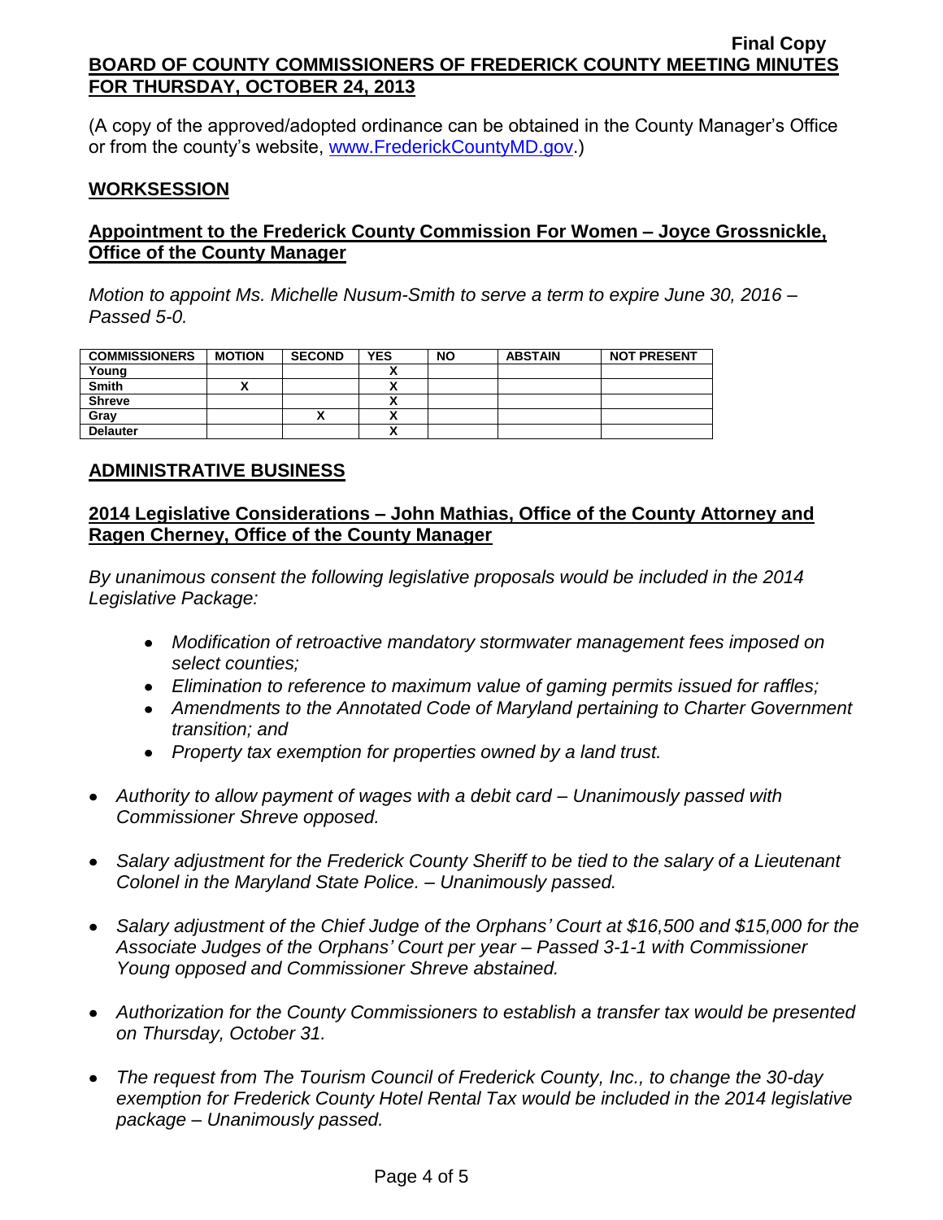(A copy of the approved/adopted ordinance can be obtained in the County Manager's Office or from the county's website, www.FrederickCountyMD.gov.)

## WORKSESSION

### Appointment to the Frederick County Commission For Women – Joyce Grossnickle, Office of the County Manager

*Motion to appoint Ms. Michelle Nusum-Smith to serve a term to expire June 30, 2016 – Passed 5-0.*

| COMMISSIONERS | MOTION | SECOND | YES | NO | ABSTAIN | NOT PRESENT |
|---|---|---|---|---|---|---|
| Young | | | X | | | |
| Smith | X | | X | | | |
| Shreve | | | X | | | |
| Gray | | X | X | | | |
| Delauter | | | X | | | |

## ADMINISTRATIVE BUSINESS

### 2014 Legislative Considerations – John Mathias, Office of the County Attorney and Ragen Cherney, Office of the County Manager

*By unanimous consent the following legislative proposals would be included in the 2014 Legislative Package:*

- *Modification of retroactive mandatory stormwater management fees imposed on select counties;*
- *Elimination to reference to maximum value of gaming permits issued for raffles;*
- *Amendments to the Annotated Code of Maryland pertaining to Charter Government transition; and*
- *Property tax exemption for properties owned by a land trust.*

- *Authority to allow payment of wages with a debit card – Unanimously passed with Commissioner Shreve opposed.*
- *Salary adjustment for the Frederick County Sheriff to be tied to the salary of a Lieutenant Colonel in the Maryland State Police. – Unanimously passed.*
- *Salary adjustment of the Chief Judge of the Orphans' Court at $16,500 and $15,000 for the Associate Judges of the Orphans' Court per year – Passed 3-1-1 with Commissioner Young opposed and Commissioner Shreve abstained.*
- *Authorization for the County Commissioners to establish a transfer tax would be presented on Thursday, October 31.*
- *The request from The Tourism Council of Frederick County, Inc., to change the 30-day exemption for Frederick County Hotel Rental Tax would be included in the 2014 legislative package – Unanimously passed.*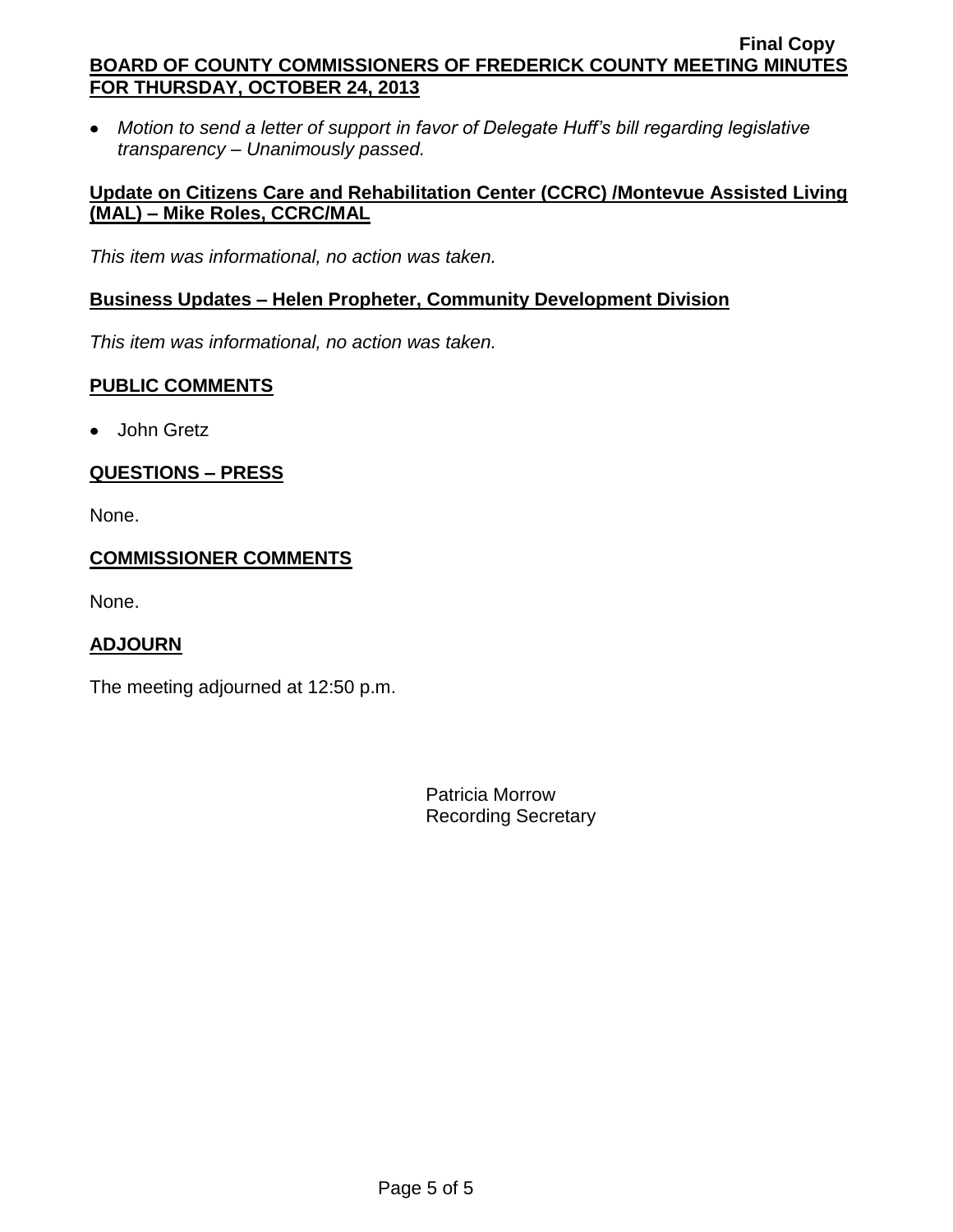- *Motion to send a letter of support in favor of Delegate Huff's bill regarding legislative transparency – Unanimously passed.*

**Update on Citizens Care and Rehabilitation Center (CCRC) /Montevue Assisted Living (MAL) – Mike Roles, CCRC/MAL**

*This item was informational, no action was taken.*

**Business Updates – Helen Propheter, Community Development Division**

*This item was informational, no action was taken.*

**PUBLIC COMMENTS**

- John Gretz

**QUESTIONS – PRESS**

None.

**COMMISSIONER COMMENTS**

None.

**ADJOURN**

The meeting adjourned at 12:50 p.m.

Patricia Morrow
Recording Secretary